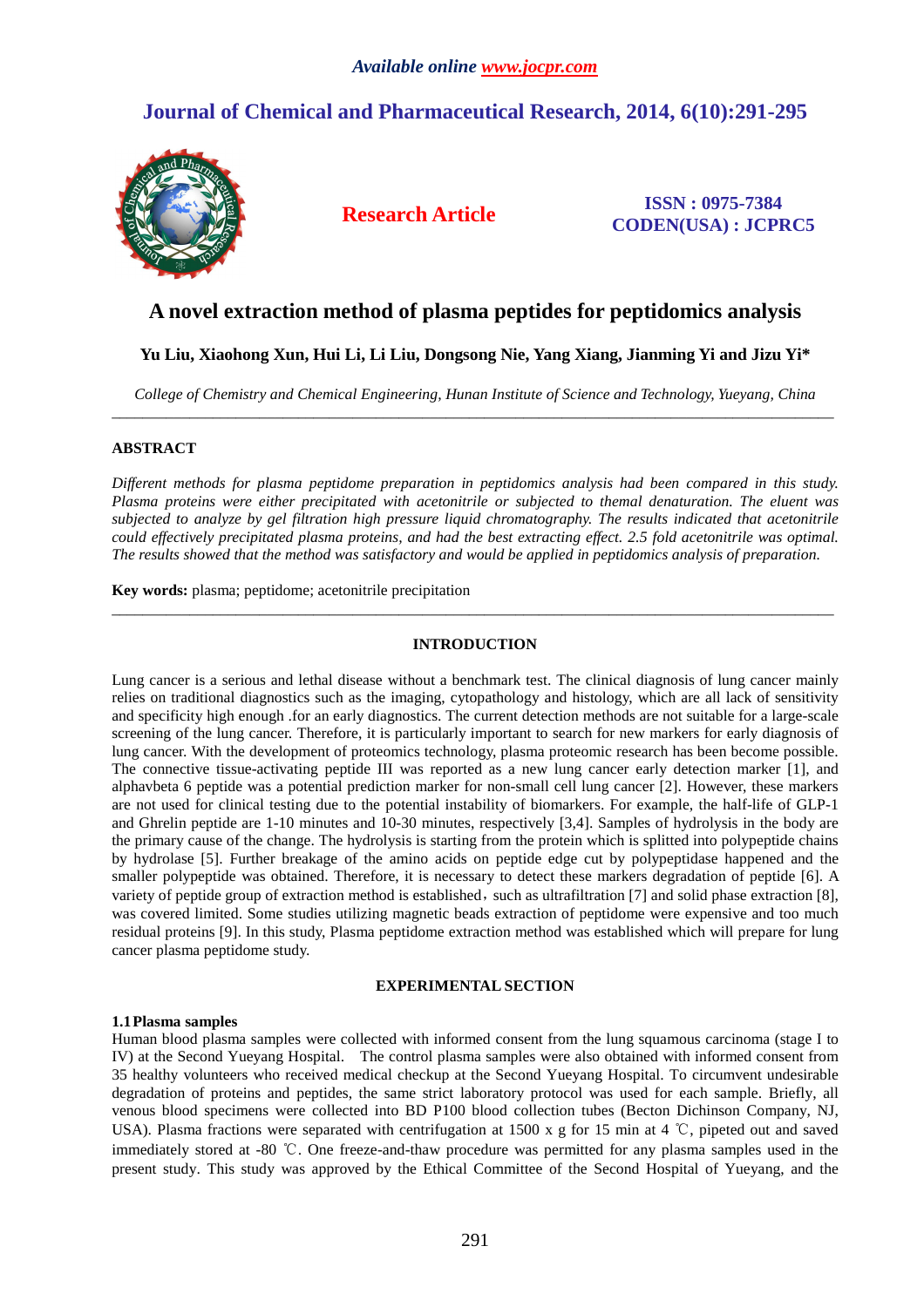# A novel extraction method of plasma peptides for peptidomics analysis

**Yu Liu, Xiaohong Xun, Hui Li, Li Liu, Dongsong Nie, Yang Xiang, Jianming Yi and Jizu Yi***

*College of Chemistry and Chemical Engineering, Hunan Institute of Science and Technology, Yueyang, China*

---

## ABSTRACT

*Different methods for plasma peptidome preparation in peptidomics analysis had been compared in this study. Plasma proteins were either precipitated with acetonitrile or subjected to themal denaturation. The eluent was subjected to analyze by gel filtration high pressure liquid chromatography. The results indicated that acetonitrile could effectively precipitated plasma proteins, and had the best extracting effect. 2.5 fold acetonitrile was optimal. The results showed that the method was satisfactory and would be applied in peptidomics analysis of preparation.*

**Key words:** plasma; peptidome; acetonitrile precipitation

---

## INTRODUCTION

Lung cancer is a serious and lethal disease without a benchmark test. The clinical diagnosis of lung cancer mainly relies on traditional diagnostics such as the imaging, cytopathology and histology, which are all lack of sensitivity and specificity high enough .for an early diagnostics. The current detection methods are not suitable for a large-scale screening of the lung cancer. Therefore, it is particularly important to search for new markers for early diagnosis of lung cancer. With the development of proteomics technology, plasma proteomic research has been become possible. The connective tissue-activating peptide III was reported as a new lung cancer early detection marker [1], and alphavbeta 6 peptide was a potential prediction marker for non-small cell lung cancer [2]. However, these markers are not used for clinical testing due to the potential instability of biomarkers. For example, the half-life of GLP-1 and Ghrelin peptide are 1-10 minutes and 10-30 minutes, respectively [3,4]. Samples of hydrolysis in the body are the primary cause of the change. The hydrolysis is starting from the protein which is splitted into polypeptide chains by hydrolase [5]. Further breakage of the amino acids on peptide edge cut by polypeptidase happened and the smaller polypeptide was obtained. Therefore, it is necessary to detect these markers degradation of peptide [6]. A variety of peptide group of extraction method is established，such as ultrafiltration [7] and solid phase extraction [8], was covered limited. Some studies utilizing magnetic beads extraction of peptidome were expensive and too much residual proteins [9]. In this study, Plasma peptidome extraction method was established which will prepare for lung cancer plasma peptidome study.

## EXPERIMENTAL SECTION

### 1.1 Plasma samples

Human blood plasma samples were collected with informed consent from the lung squamous carcinoma (stage I to IV) at the Second Yueyang Hospital. The control plasma samples were also obtained with informed consent from 35 healthy volunteers who received medical checkup at the Second Yueyang Hospital. To circumvent undesirable degradation of proteins and peptides, the same strict laboratory protocol was used for each sample. Briefly, all venous blood specimens were collected into BD P100 blood collection tubes (Becton Dichinson Company, NJ, USA). Plasma fractions were separated with centrifugation at 1500 x g for 15 min at 4 ℃, pipeted out and saved immediately stored at -80 ℃. One freeze-and-thaw procedure was permitted for any plasma samples used in the present study. This study was approved by the Ethical Committee of the Second Hospital of Yueyang, and the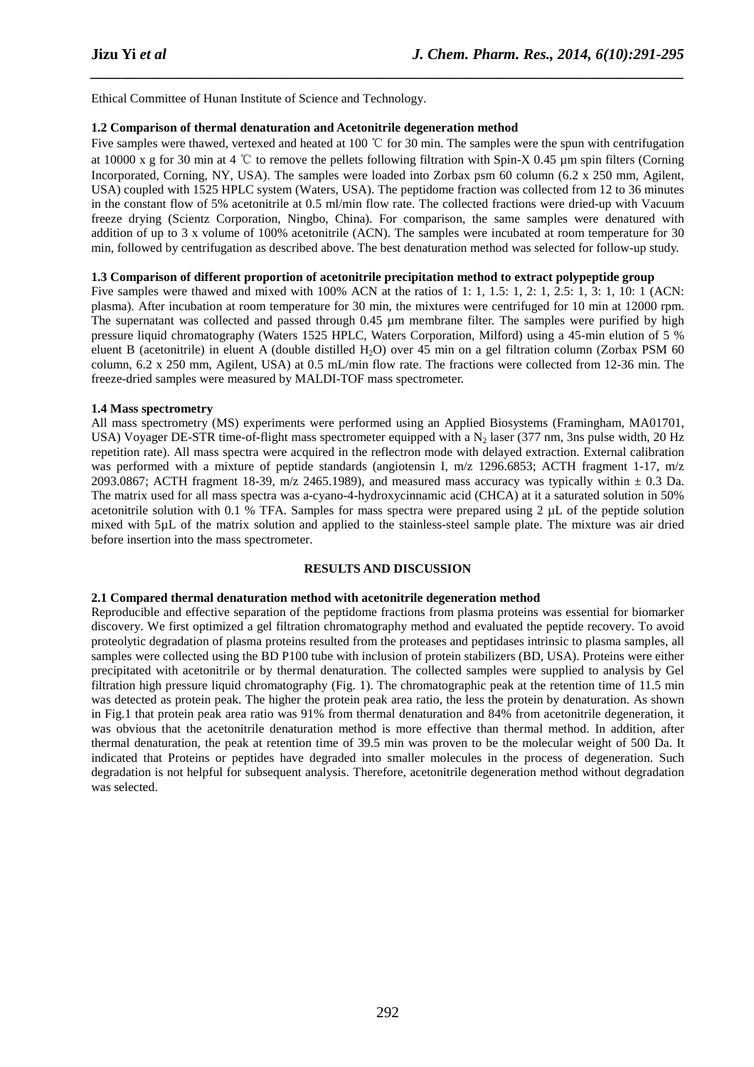Ethical Committee of Hunan Institute of Science and Technology.

### 1.2 Comparison of thermal denaturation and Acetonitrile degeneration method

Five samples were thawed, vertexed and heated at 100 ℃ for 30 min. The samples were the spun with centrifugation at 10000 x g for 30 min at 4 ℃ to remove the pellets following filtration with Spin-X 0.45 µm spin filters (Corning Incorporated, Corning, NY, USA). The samples were loaded into Zorbax psm 60 column (6.2 x 250 mm, Agilent, USA) coupled with 1525 HPLC system (Waters, USA). The peptidome fraction was collected from 12 to 36 minutes in the constant flow of 5% acetonitrile at 0.5 ml/min flow rate. The collected fractions were dried-up with Vacuum freeze drying (Scientz Corporation, Ningbo, China). For comparison, the same samples were denatured with addition of up to 3 x volume of 100% acetonitrile (ACN). The samples were incubated at room temperature for 30 min, followed by centrifugation as described above. The best denaturation method was selected for follow-up study.

### 1.3 Comparison of different proportion of acetonitrile precipitation method to extract polypeptide group

Five samples were thawed and mixed with 100% ACN at the ratios of 1: 1, 1.5: 1, 2: 1, 2.5: 1, 3: 1, 10: 1 (ACN: plasma). After incubation at room temperature for 30 min, the mixtures were centrifuged for 10 min at 12000 rpm. The supernatant was collected and passed through 0.45 µm membrane filter. The samples were purified by high pressure liquid chromatography (Waters 1525 HPLC, Waters Corporation, Milford) using a 45-min elution of 5 % eluent B (acetonitrile) in eluent A (double distilled $H_2O$) over 45 min on a gel filtration column (Zorbax PSM 60 column, 6.2 x 250 mm, Agilent, USA) at 0.5 mL/min flow rate. The fractions were collected from 12-36 min. The freeze-dried samples were measured by MALDI-TOF mass spectrometer.

### 1.4 Mass spectrometry

All mass spectrometry (MS) experiments were performed using an Applied Biosystems (Framingham, MA01701, USA) Voyager DE-STR time-of-flight mass spectrometer equipped with a $N_2$ laser (377 nm, 3ns pulse width, 20 Hz repetition rate). All mass spectra were acquired in the reflectron mode with delayed extraction. External calibration was performed with a mixture of peptide standards (angiotensin I, m/z 1296.6853; ACTH fragment 1-17, m/z 2093.0867; ACTH fragment 18-39, m/z 2465.1989), and measured mass accuracy was typically within ± 0.3 Da. The matrix used for all mass spectra was a-cyano-4-hydroxycinnamic acid (CHCA) at it a saturated solution in 50% acetonitrile solution with 0.1 % TFA. Samples for mass spectra were prepared using 2 µL of the peptide solution mixed with 5µL of the matrix solution and applied to the stainless-steel sample plate. The mixture was air dried before insertion into the mass spectrometer.

## RESULTS AND DISCUSSION

### 2.1 Compared thermal denaturation method with acetonitrile degeneration method

Reproducible and effective separation of the peptidome fractions from plasma proteins was essential for biomarker discovery. We first optimized a gel filtration chromatography method and evaluated the peptide recovery. To avoid proteolytic degradation of plasma proteins resulted from the proteases and peptidases intrinsic to plasma samples, all samples were collected using the BD P100 tube with inclusion of protein stabilizers (BD, USA). Proteins were either precipitated with acetonitrile or by thermal denaturation. The collected samples were supplied to analysis by Gel filtration high pressure liquid chromatography (Fig. 1). The chromatographic peak at the retention time of 11.5 min was detected as protein peak. The higher the protein peak area ratio, the less the protein by denaturation. As shown in Fig.1 that protein peak area ratio was 91% from thermal denaturation and 84% from acetonitrile degeneration, it was obvious that the acetonitrile denaturation method is more effective than thermal method. In addition, after thermal denaturation, the peak at retention time of 39.5 min was proven to be the molecular weight of 500 Da. It indicated that Proteins or peptides have degraded into smaller molecules in the process of degeneration. Such degradation is not helpful for subsequent analysis. Therefore, acetonitrile degeneration method without degradation was selected.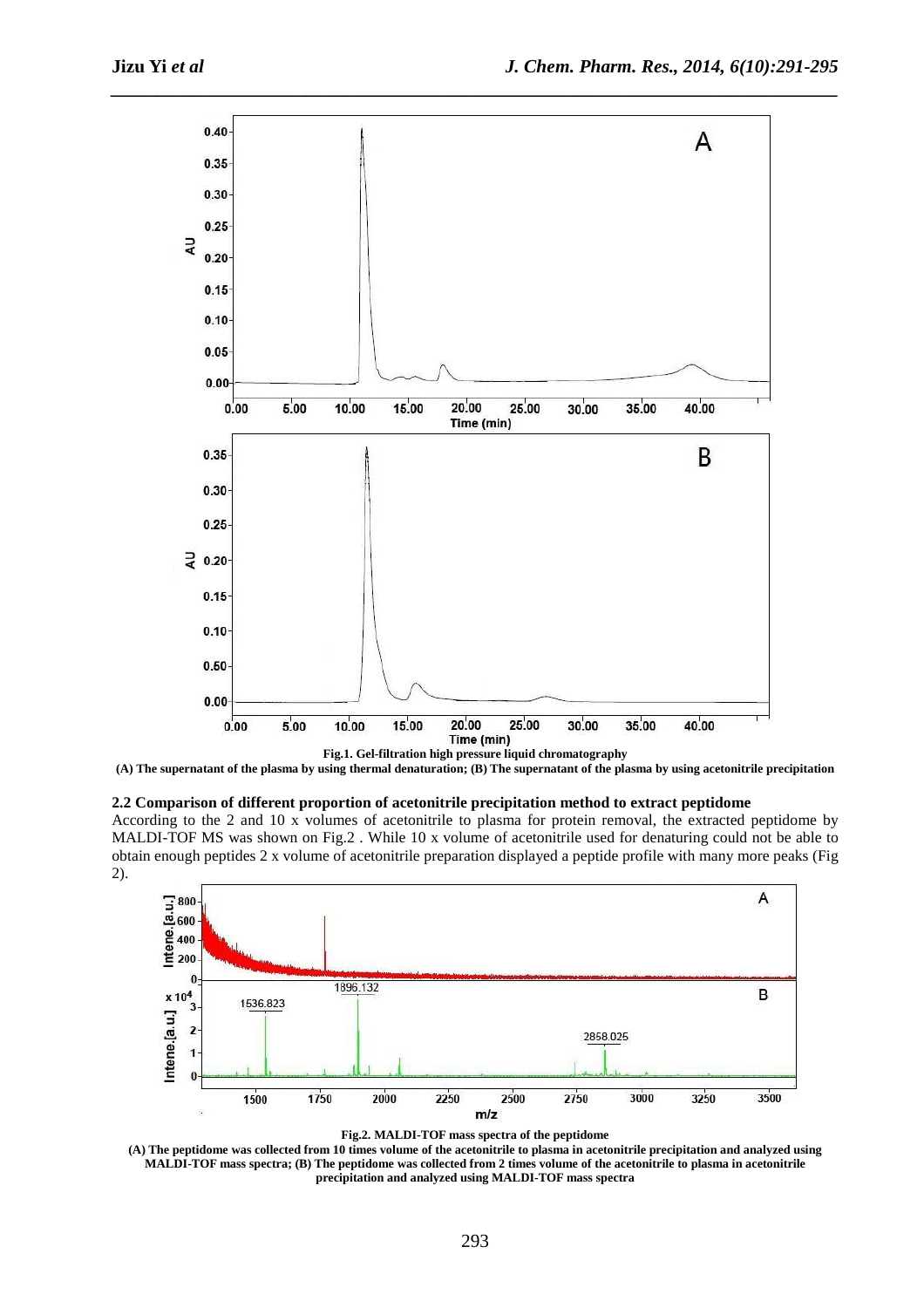Fig.1. Gel-filtration high pressure liquid chromatography

**(A) The supernatant of the plasma by using thermal denaturation; (B) The supernatant of the plasma by using acetonitrile precipitation**

### 2.2 Comparison of different proportion of acetonitrile precipitation method to extract peptidome

According to the 2 and 10 x volumes of acetonitrile to plasma for protein removal, the extracted peptidome by MALDI-TOF MS was shown on Fig.2 . While 10 x volume of acetonitrile used for denaturing could not be able to obtain enough peptides 2 x volume of acetonitrile preparation displayed a peptide profile with many more peaks (Fig 2).

**Fig.2. MALDI-TOF mass spectra of the peptidome**

**(A) The peptidome was collected from 10 times volume of the acetonitrile to plasma in acetonitrile precipitation and analyzed using MALDI-TOF mass spectra; (B) The peptidome was collected from 2 times volume of the acetonitrile to plasma in acetonitrile precipitation and analyzed using MALDI-TOF mass spectra**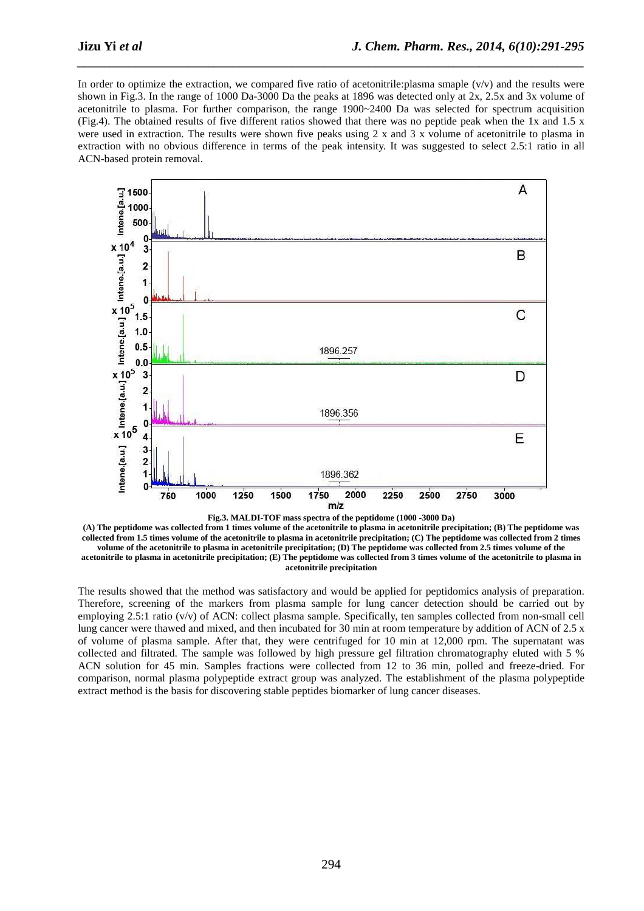In order to optimize the extraction, we compared five ratio of acetonitrile:plasma smaple (v/v) and the results were shown in Fig.3. In the range of 1000 Da-3000 Da the peaks at 1896 was detected only at 2x, 2.5x and 3x volume of acetonitrile to plasma. For further comparison, the range 1900~2400 Da was selected for spectrum acquisition (Fig.4). The obtained results of five different ratios showed that there was no peptide peak when the 1x and 1.5 x were used in extraction. The results were shown five peaks using 2 x and 3 x volume of acetonitrile to plasma in extraction with no obvious difference in terms of the peak intensity. It was suggested to select 2.5:1 ratio in all ACN-based protein removal.

**Fig.3. MALDI-TOF mass spectra of the peptidome (1000 -3000 Da)**

**(A) The peptidome was collected from 1 times volume of the acetonitrile to plasma in acetonitrile precipitation; (B) The peptidome was collected from 1.5 times volume of the acetonitrile to plasma in acetonitrile precipitation; (C) The peptidome was collected from 2 times volume of the acetonitrile to plasma in acetonitrile precipitation; (D) The peptidome was collected from 2.5 times volume of the acetonitrile to plasma in acetonitrile precipitation; (E) The peptidome was collected from 3 times volume of the acetonitrile to plasma in acetonitrile precipitation**

The results showed that the method was satisfactory and would be applied for peptidomics analysis of preparation. Therefore, screening of the markers from plasma sample for lung cancer detection should be carried out by employing 2.5:1 ratio (v/v) of ACN: collect plasma sample. Specifically, ten samples collected from non-small cell lung cancer were thawed and mixed, and then incubated for 30 min at room temperature by addition of ACN of 2.5 x of volume of plasma sample. After that, they were centrifuged for 10 min at 12,000 rpm. The supernatant was collected and filtrated. The sample was followed by high pressure gel filtration chromatography eluted with 5 % ACN solution for 45 min. Samples fractions were collected from 12 to 36 min, polled and freeze-dried. For comparison, normal plasma polypeptide extract group was analyzed. The establishment of the plasma polypeptide extract method is the basis for discovering stable peptides biomarker of lung cancer diseases.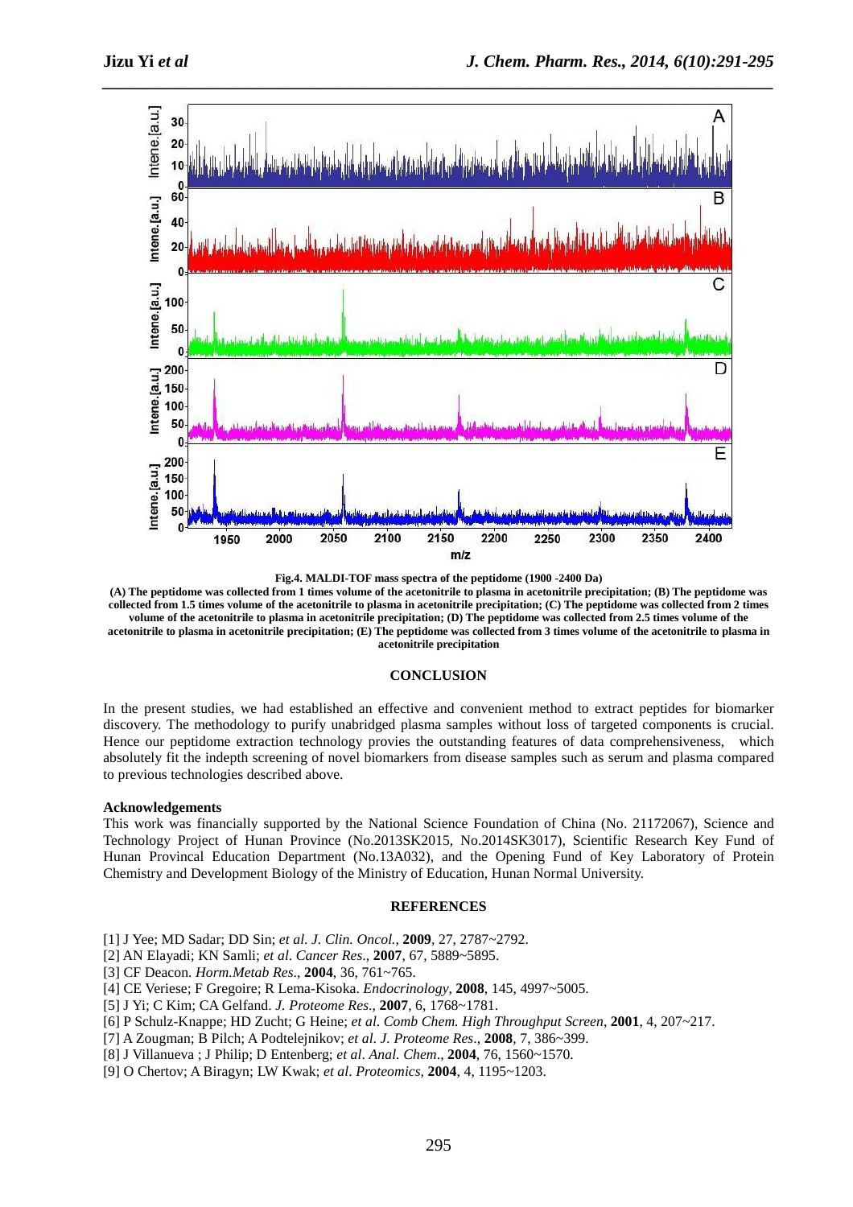A

30
20
10
0

Intene.[a.u.]

B

60
40
20
0

Intene.[a.u.]

C

100
50
0

Intene.[a.u.]

D

200
150
100
50
0

Intene.[a.u.]

E

200
150
100
50
0

Intene.[a.u.]

1950 2000 2050 2100 2150 2200 2250 2300 2350 2400

m/z

**Fig.4. MALDI-TOF mass spectra of the peptidome (1900 -2400 Da)**

**(A) The peptidome was collected from 1 times volume of the acetonitrile to plasma in acetonitrile precipitation; (B) The peptidome was collected from 1.5 times volume of the acetonitrile to plasma in acetonitrile precipitation; (C) The peptidome was collected from 2 times volume of the acetonitrile to plasma in acetonitrile precipitation; (D) The peptidome was collected from 2.5 times volume of the acetonitrile to plasma in acetonitrile precipitation; (E) The peptidome was collected from 3 times volume of the acetonitrile to plasma in acetonitrile precipitation**

## CONCLUSION

In the present studies, we had established an effective and convenient method to extract peptides for biomarker discovery. The methodology to purify unabridged plasma samples without loss of targeted components is crucial. Hence our peptidome extraction technology provies the outstanding features of data comprehensiveness, which absolutely fit the indepth screening of novel biomarkers from disease samples such as serum and plasma compared to previous technologies described above.

### Acknowledgements

This work was financially supported by the National Science Foundation of China (No. 21172067), Science and Technology Project of Hunan Province (No.2013SK2015, No.2014SK3017), Scientific Research Key Fund of Hunan Provincal Education Department (No.13A032), and the Opening Fund of Key Laboratory of Protein Chemistry and Development Biology of the Ministry of Education, Hunan Normal University.

## REFERENCES

[1] J Yee; MD Sadar; DD Sin; *et al. J. Clin. Oncol.*, **2009**, 27, 2787~2792.
[2] AN Elayadi; KN Samli; *et al. Cancer Res*., **2007**, 67, 5889~5895.
[3] CF Deacon. *Horm.Metab Res*., **2004**, 36, 761~765.
[4] CE Veriese; F Gregoire; R Lema-Kisoka. *Endocrinology*, **2008**, 145, 4997~5005.
[5] J Yi; C Kim; CA Gelfand. *J. Proteome Res*., **2007**, 6, 1768~1781.
[6] P Schulz-Knappe; HD Zucht; G Heine; *et al. Comb Chem. High Throughput Screen*, **2001**, 4, 207~217.
[7] A Zougman; B Pilch; A Podtelejnikov; *et al. J. Proteome Res*., **2008**, 7, 386~399.
[8] J Villanueva ; J Philip; D Entenberg; *et al. Anal. Chem*., **2004**, 76, 1560~1570.
[9] O Chertov; A Biragyn; LW Kwak; *et al. Proteomics*, **2004**, 4, 1195~1203.